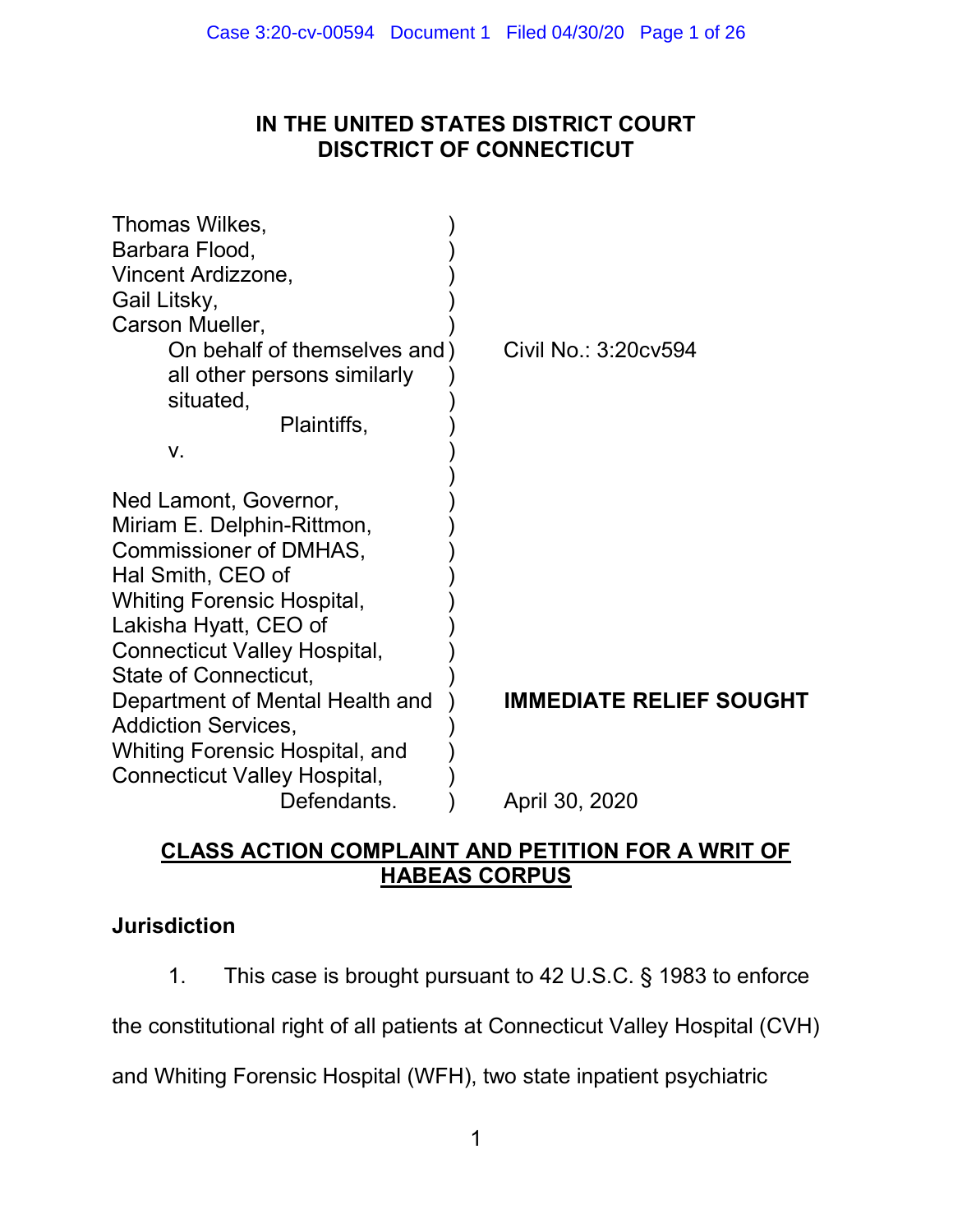# IN THE UNITED STATES DISTRICT COURT
# DISCTRICT OF CONNECTICUT

Thomas Wilkes,
Barbara Flood,
Vincent Ardizzone,
Gail Litsky,
Carson Mueller,
On behalf of themselves and all other persons similarly situated,
Plaintiffs,

v.

Ned Lamont, Governor,
Miriam E. Delphin-Rittmon, Commissioner of DMHAS,
Hal Smith, CEO of Whiting Forensic Hospital,
Lakisha Hyatt, CEO of Connecticut Valley Hospital,
State of Connecticut,
Department of Mental Health and Addiction Services,
Whiting Forensic Hospital, and
Connecticut Valley Hospital,
Defendants.

Civil No.: 3:20cv594

**IMMEDIATE RELIEF SOUGHT**

April 30, 2020

## CLASS ACTION COMPLAINT AND PETITION FOR A WRIT OF HABEAS CORPUS

### Jurisdiction

1. This case is brought pursuant to 42 U.S.C. § 1983 to enforce the constitutional right of all patients at Connecticut Valley Hospital (CVH) and Whiting Forensic Hospital (WFH), two state inpatient psychiatric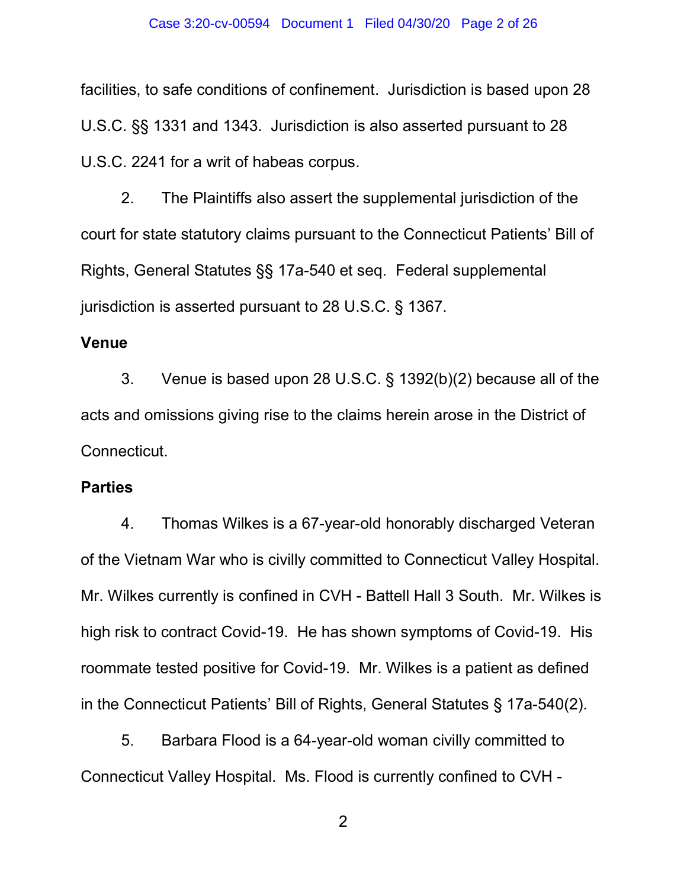facilities, to safe conditions of confinement. Jurisdiction is based upon 28 U.S.C. §§ 1331 and 1343. Jurisdiction is also asserted pursuant to 28 U.S.C. 2241 for a writ of habeas corpus.

2. The Plaintiffs also assert the supplemental jurisdiction of the court for state statutory claims pursuant to the Connecticut Patients' Bill of Rights, General Statutes §§ 17a-540 et seq. Federal supplemental jurisdiction is asserted pursuant to 28 U.S.C. § 1367.

**Venue**

3. Venue is based upon 28 U.S.C. § 1392(b)(2) because all of the acts and omissions giving rise to the claims herein arose in the District of Connecticut.

**Parties**

4. Thomas Wilkes is a 67-year-old honorably discharged Veteran of the Vietnam War who is civilly committed to Connecticut Valley Hospital. Mr. Wilkes currently is confined in CVH - Battell Hall 3 South. Mr. Wilkes is high risk to contract Covid-19. He has shown symptoms of Covid-19. His roommate tested positive for Covid-19. Mr. Wilkes is a patient as defined in the Connecticut Patients' Bill of Rights, General Statutes § 17a-540(2).

5. Barbara Flood is a 64-year-old woman civilly committed to Connecticut Valley Hospital. Ms. Flood is currently confined to CVH -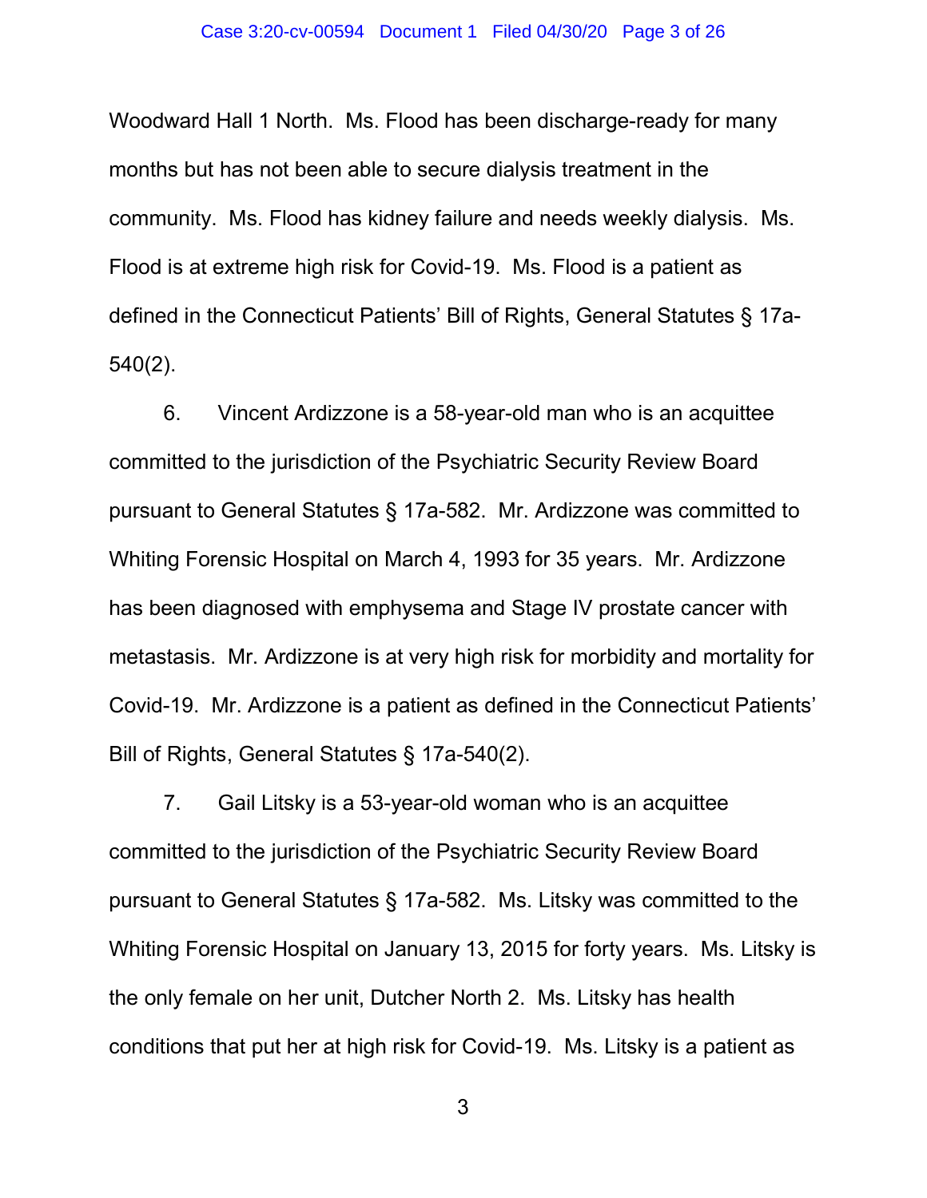Woodward Hall 1 North. Ms. Flood has been discharge-ready for many months but has not been able to secure dialysis treatment in the community. Ms. Flood has kidney failure and needs weekly dialysis. Ms. Flood is at extreme high risk for Covid-19. Ms. Flood is a patient as defined in the Connecticut Patients' Bill of Rights, General Statutes § 17a-540(2).

6. Vincent Ardizzone is a 58-year-old man who is an acquittee committed to the jurisdiction of the Psychiatric Security Review Board pursuant to General Statutes § 17a-582. Mr. Ardizzone was committed to Whiting Forensic Hospital on March 4, 1993 for 35 years. Mr. Ardizzone has been diagnosed with emphysema and Stage IV prostate cancer with metastasis. Mr. Ardizzone is at very high risk for morbidity and mortality for Covid-19. Mr. Ardizzone is a patient as defined in the Connecticut Patients' Bill of Rights, General Statutes § 17a-540(2).

7. Gail Litsky is a 53-year-old woman who is an acquittee committed to the jurisdiction of the Psychiatric Security Review Board pursuant to General Statutes § 17a-582. Ms. Litsky was committed to the Whiting Forensic Hospital on January 13, 2015 for forty years. Ms. Litsky is the only female on her unit, Dutcher North 2. Ms. Litsky has health conditions that put her at high risk for Covid-19. Ms. Litsky is a patient as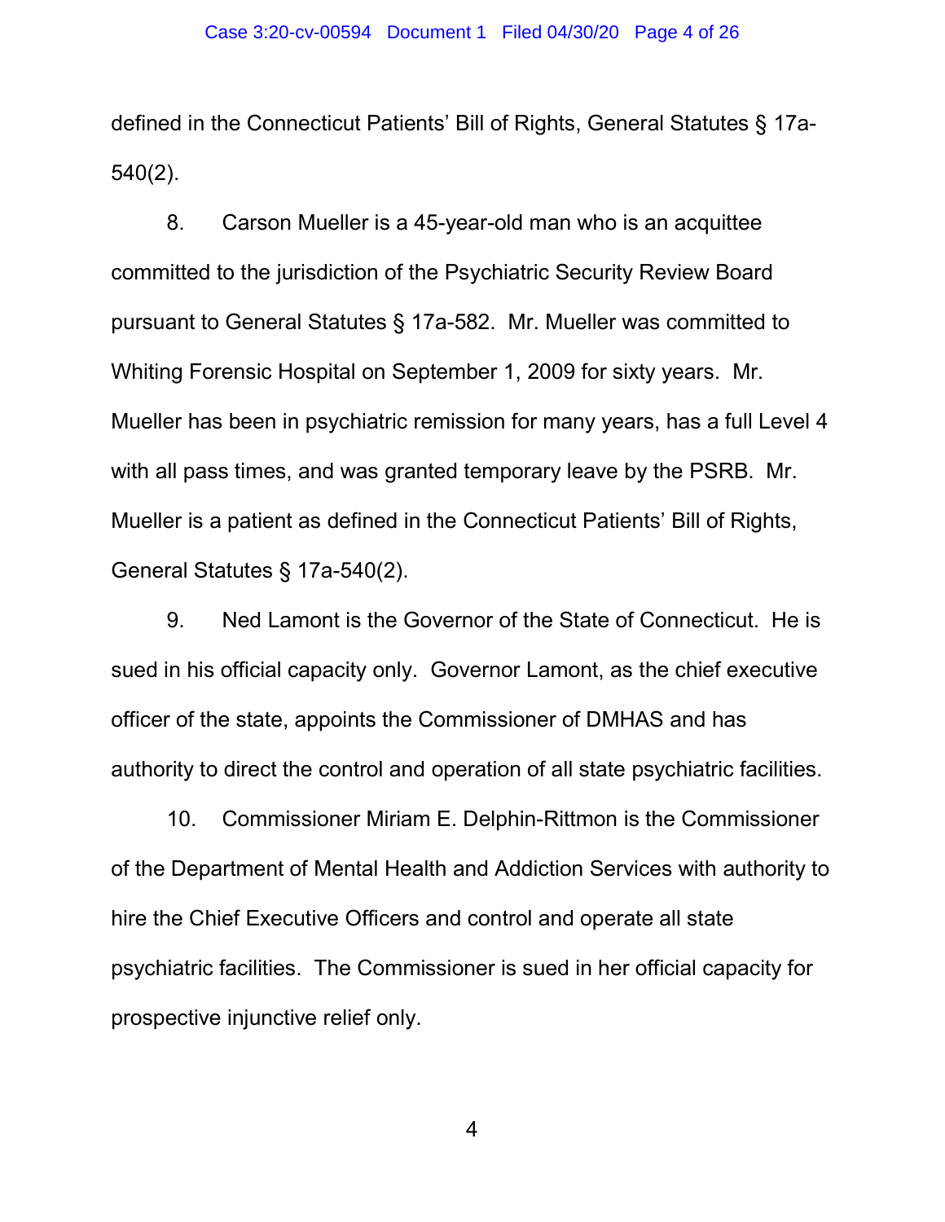defined in the Connecticut Patients' Bill of Rights, General Statutes § 17a-540(2).

8. Carson Mueller is a 45-year-old man who is an acquittee committed to the jurisdiction of the Psychiatric Security Review Board pursuant to General Statutes § 17a-582. Mr. Mueller was committed to Whiting Forensic Hospital on September 1, 2009 for sixty years. Mr. Mueller has been in psychiatric remission for many years, has a full Level 4 with all pass times, and was granted temporary leave by the PSRB. Mr. Mueller is a patient as defined in the Connecticut Patients' Bill of Rights, General Statutes § 17a-540(2).

9. Ned Lamont is the Governor of the State of Connecticut. He is sued in his official capacity only. Governor Lamont, as the chief executive officer of the state, appoints the Commissioner of DMHAS and has authority to direct the control and operation of all state psychiatric facilities.

10. Commissioner Miriam E. Delphin-Rittmon is the Commissioner of the Department of Mental Health and Addiction Services with authority to hire the Chief Executive Officers and control and operate all state psychiatric facilities. The Commissioner is sued in her official capacity for prospective injunctive relief only.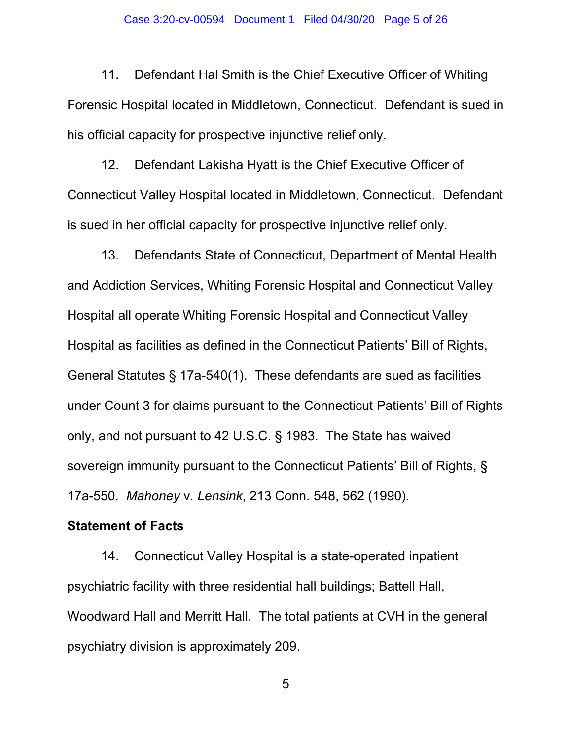11. Defendant Hal Smith is the Chief Executive Officer of Whiting Forensic Hospital located in Middletown, Connecticut. Defendant is sued in his official capacity for prospective injunctive relief only.

12. Defendant Lakisha Hyatt is the Chief Executive Officer of Connecticut Valley Hospital located in Middletown, Connecticut. Defendant is sued in her official capacity for prospective injunctive relief only.

13. Defendants State of Connecticut, Department of Mental Health and Addiction Services, Whiting Forensic Hospital and Connecticut Valley Hospital all operate Whiting Forensic Hospital and Connecticut Valley Hospital as facilities as defined in the Connecticut Patients' Bill of Rights, General Statutes § 17a-540(1). These defendants are sued as facilities under Count 3 for claims pursuant to the Connecticut Patients' Bill of Rights only, and not pursuant to 42 U.S.C. § 1983. The State has waived sovereign immunity pursuant to the Connecticut Patients' Bill of Rights, § 17a-550. *Mahoney* v. *Lensink*, 213 Conn. 548, 562 (1990).

**Statement of Facts**

14. Connecticut Valley Hospital is a state-operated inpatient psychiatric facility with three residential hall buildings; Battell Hall, Woodward Hall and Merritt Hall. The total patients at CVH in the general psychiatry division is approximately 209.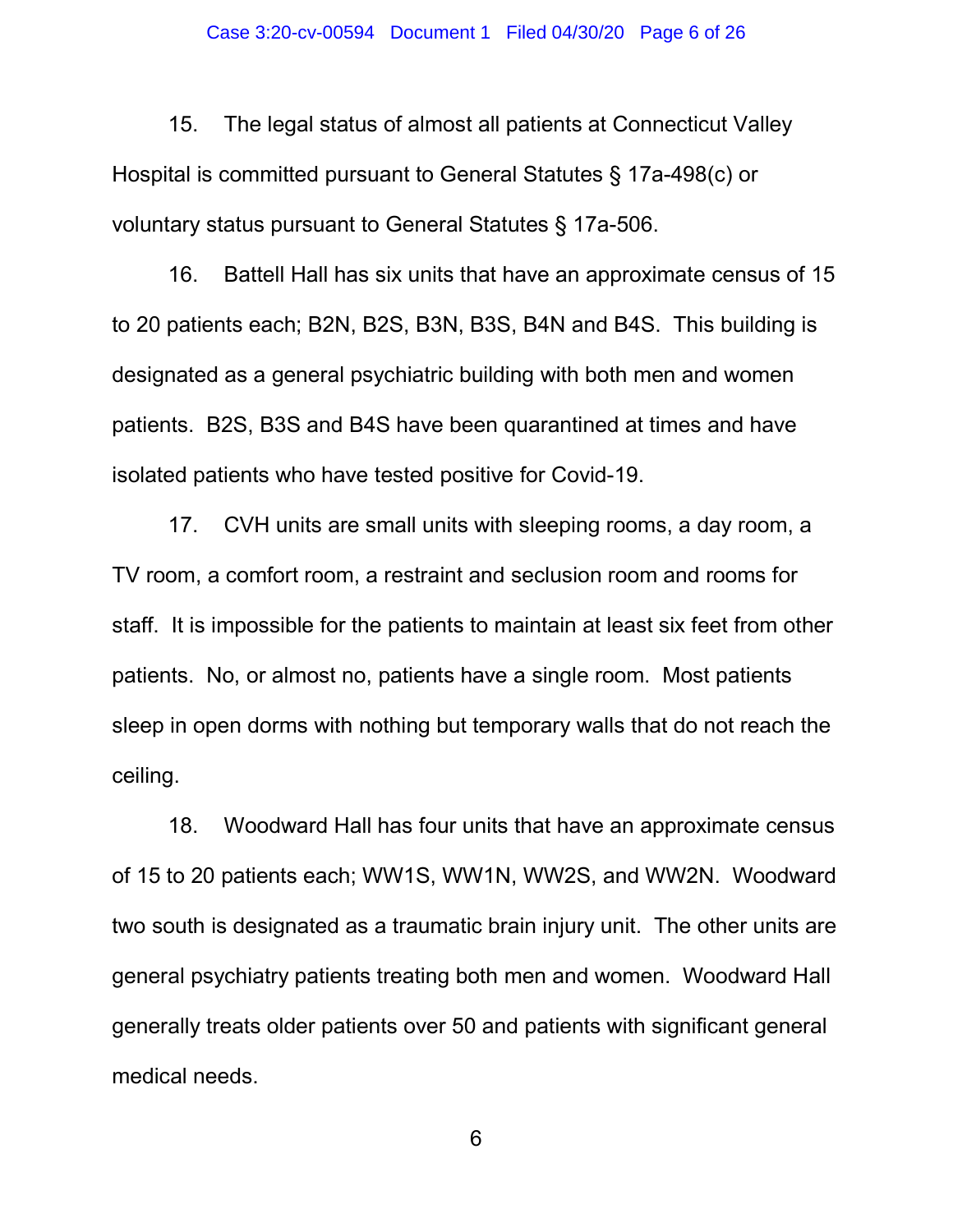15. The legal status of almost all patients at Connecticut Valley Hospital is committed pursuant to General Statutes § 17a-498(c) or voluntary status pursuant to General Statutes § 17a-506.

16. Battell Hall has six units that have an approximate census of 15 to 20 patients each; B2N, B2S, B3N, B3S, B4N and B4S. This building is designated as a general psychiatric building with both men and women patients. B2S, B3S and B4S have been quarantined at times and have isolated patients who have tested positive for Covid-19.

17. CVH units are small units with sleeping rooms, a day room, a TV room, a comfort room, a restraint and seclusion room and rooms for staff. It is impossible for the patients to maintain at least six feet from other patients. No, or almost no, patients have a single room. Most patients sleep in open dorms with nothing but temporary walls that do not reach the ceiling.

18. Woodward Hall has four units that have an approximate census of 15 to 20 patients each; WW1S, WW1N, WW2S, and WW2N. Woodward two south is designated as a traumatic brain injury unit. The other units are general psychiatry patients treating both men and women. Woodward Hall generally treats older patients over 50 and patients with significant general medical needs.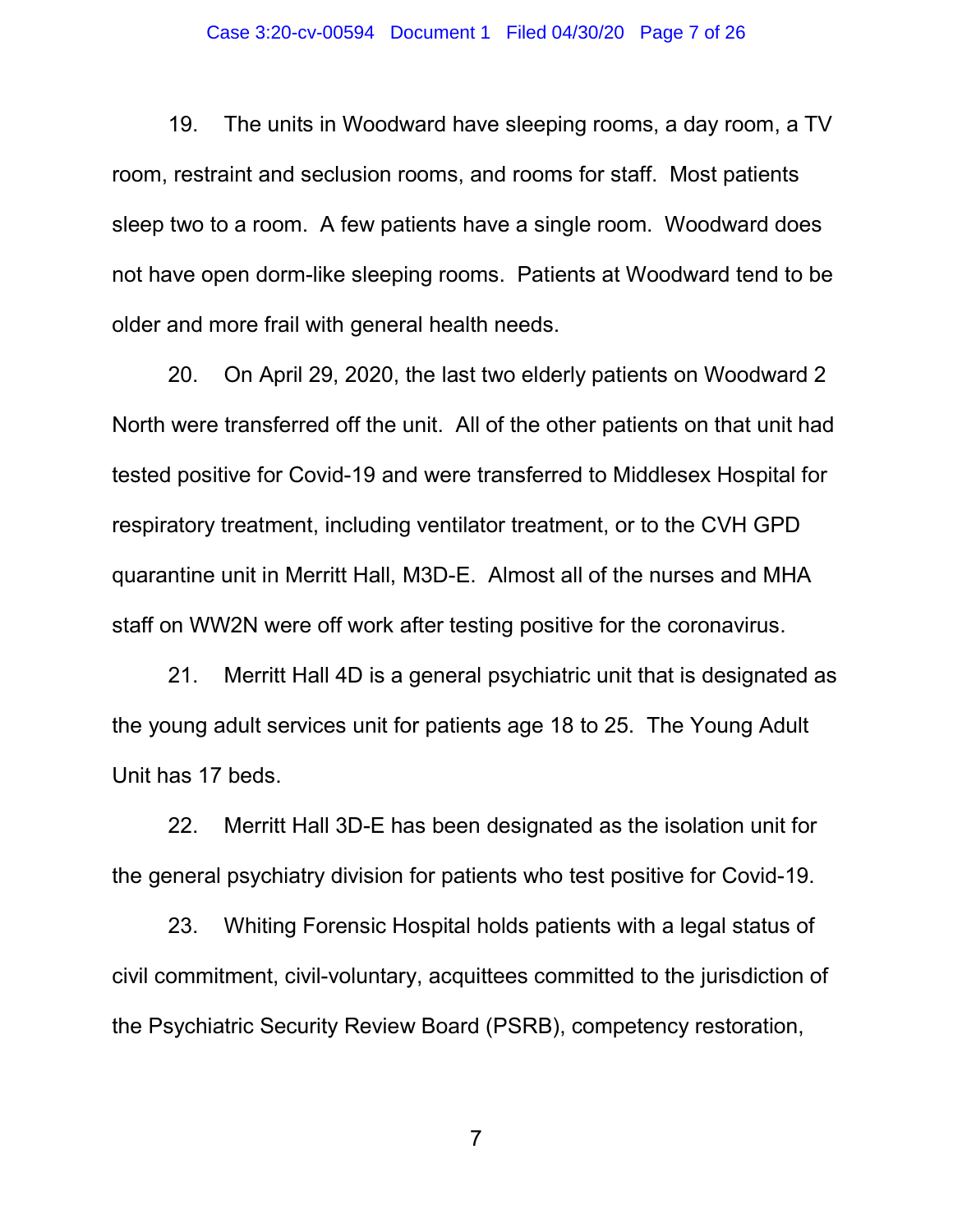19. The units in Woodward have sleeping rooms, a day room, a TV room, restraint and seclusion rooms, and rooms for staff. Most patients sleep two to a room. A few patients have a single room. Woodward does not have open dorm-like sleeping rooms. Patients at Woodward tend to be older and more frail with general health needs.

20. On April 29, 2020, the last two elderly patients on Woodward 2 North were transferred off the unit. All of the other patients on that unit had tested positive for Covid-19 and were transferred to Middlesex Hospital for respiratory treatment, including ventilator treatment, or to the CVH GPD quarantine unit in Merritt Hall, M3D-E. Almost all of the nurses and MHA staff on WW2N were off work after testing positive for the coronavirus.

21. Merritt Hall 4D is a general psychiatric unit that is designated as the young adult services unit for patients age 18 to 25. The Young Adult Unit has 17 beds.

22. Merritt Hall 3D-E has been designated as the isolation unit for the general psychiatry division for patients who test positive for Covid-19.

23. Whiting Forensic Hospital holds patients with a legal status of civil commitment, civil-voluntary, acquittees committed to the jurisdiction of the Psychiatric Security Review Board (PSRB), competency restoration,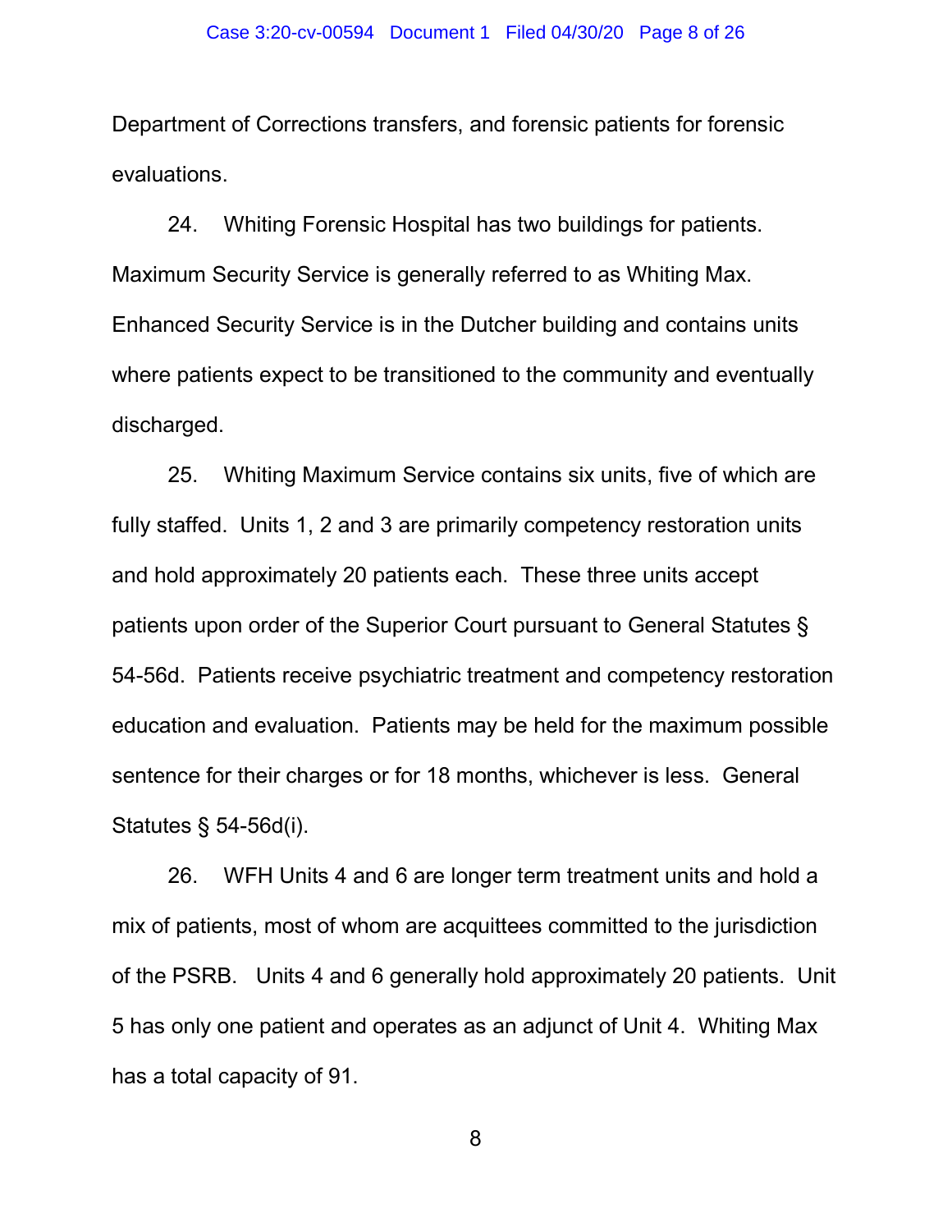Department of Corrections transfers, and forensic patients for forensic evaluations.

24. Whiting Forensic Hospital has two buildings for patients. Maximum Security Service is generally referred to as Whiting Max. Enhanced Security Service is in the Dutcher building and contains units where patients expect to be transitioned to the community and eventually discharged.

25. Whiting Maximum Service contains six units, five of which are fully staffed. Units 1, 2 and 3 are primarily competency restoration units and hold approximately 20 patients each. These three units accept patients upon order of the Superior Court pursuant to General Statutes § 54-56d. Patients receive psychiatric treatment and competency restoration education and evaluation. Patients may be held for the maximum possible sentence for their charges or for 18 months, whichever is less. General Statutes § 54-56d(i).

26. WFH Units 4 and 6 are longer term treatment units and hold a mix of patients, most of whom are acquittees committed to the jurisdiction of the PSRB. Units 4 and 6 generally hold approximately 20 patients. Unit 5 has only one patient and operates as an adjunct of Unit 4. Whiting Max has a total capacity of 91.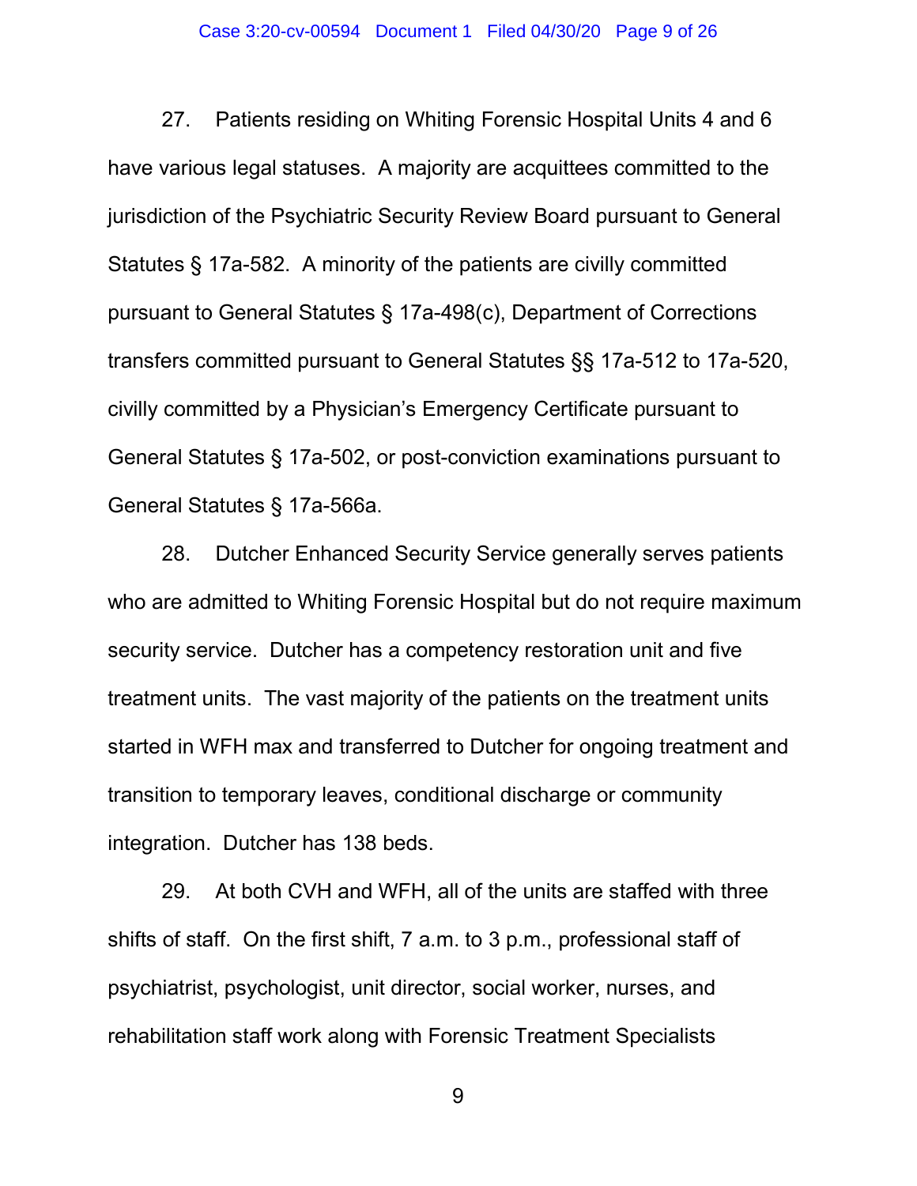27. Patients residing on Whiting Forensic Hospital Units 4 and 6 have various legal statuses. A majority are acquittees committed to the jurisdiction of the Psychiatric Security Review Board pursuant to General Statutes § 17a-582. A minority of the patients are civilly committed pursuant to General Statutes § 17a-498(c), Department of Corrections transfers committed pursuant to General Statutes §§ 17a-512 to 17a-520, civilly committed by a Physician's Emergency Certificate pursuant to General Statutes § 17a-502, or post-conviction examinations pursuant to General Statutes § 17a-566a.

28. Dutcher Enhanced Security Service generally serves patients who are admitted to Whiting Forensic Hospital but do not require maximum security service. Dutcher has a competency restoration unit and five treatment units. The vast majority of the patients on the treatment units started in WFH max and transferred to Dutcher for ongoing treatment and transition to temporary leaves, conditional discharge or community integration. Dutcher has 138 beds.

29. At both CVH and WFH, all of the units are staffed with three shifts of staff. On the first shift, 7 a.m. to 3 p.m., professional staff of psychiatrist, psychologist, unit director, social worker, nurses, and rehabilitation staff work along with Forensic Treatment Specialists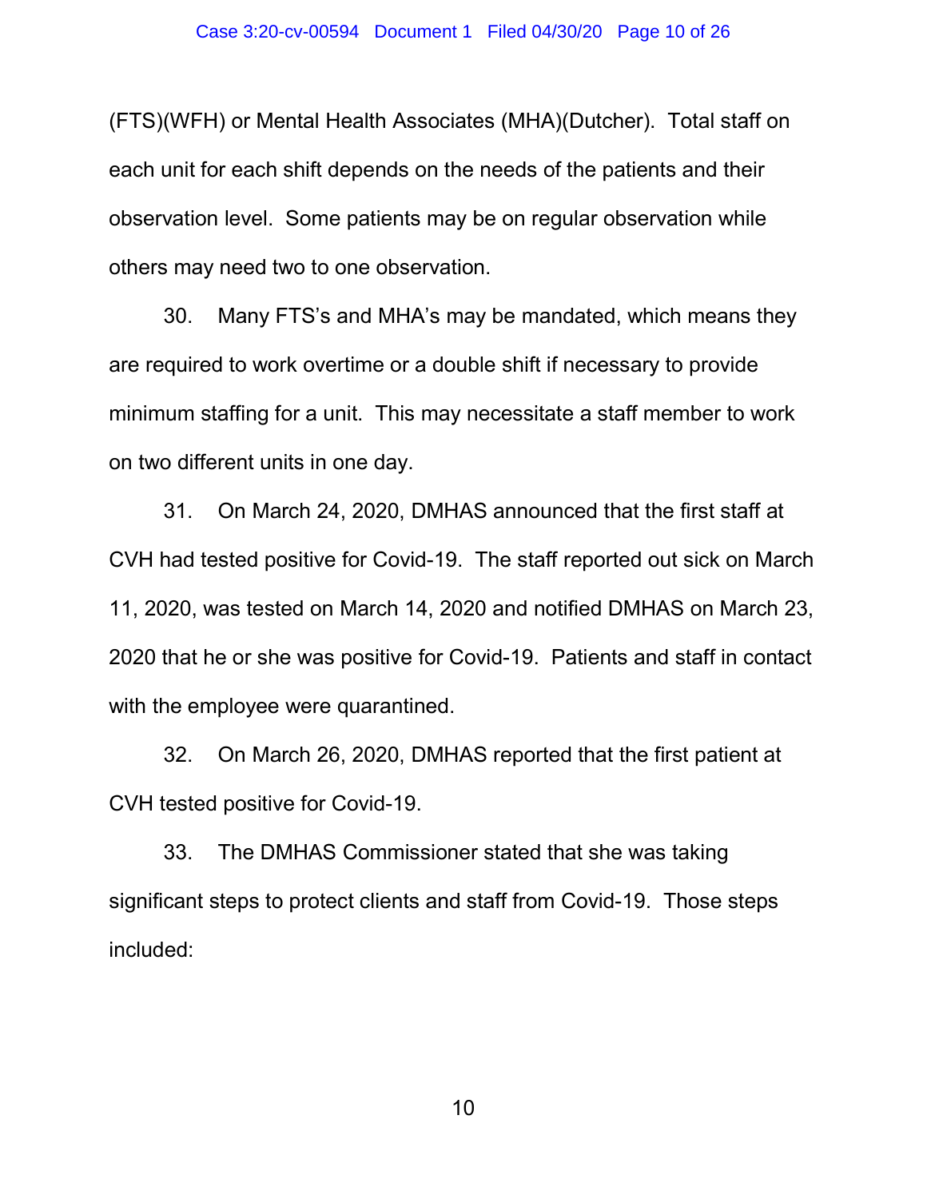(FTS)(WFH) or Mental Health Associates (MHA)(Dutcher). Total staff on each unit for each shift depends on the needs of the patients and their observation level. Some patients may be on regular observation while others may need two to one observation.

30. Many FTS's and MHA's may be mandated, which means they are required to work overtime or a double shift if necessary to provide minimum staffing for a unit. This may necessitate a staff member to work on two different units in one day.

31. On March 24, 2020, DMHAS announced that the first staff at CVH had tested positive for Covid-19. The staff reported out sick on March 11, 2020, was tested on March 14, 2020 and notified DMHAS on March 23, 2020 that he or she was positive for Covid-19. Patients and staff in contact with the employee were quarantined.

32. On March 26, 2020, DMHAS reported that the first patient at CVH tested positive for Covid-19.

33. The DMHAS Commissioner stated that she was taking significant steps to protect clients and staff from Covid-19. Those steps included: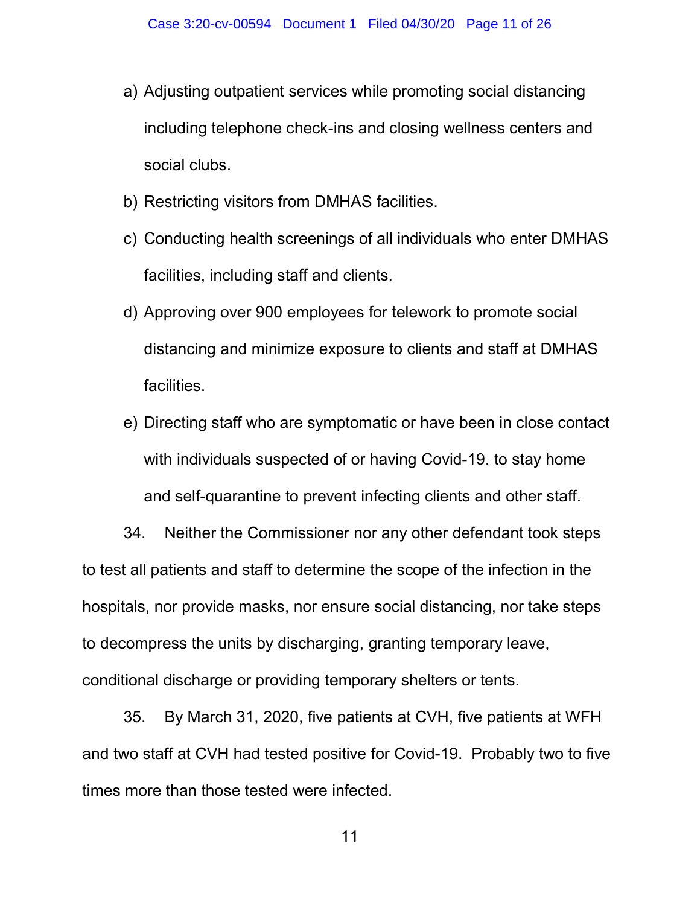a) Adjusting outpatient services while promoting social distancing including telephone check-ins and closing wellness centers and social clubs.

b) Restricting visitors from DMHAS facilities.

c) Conducting health screenings of all individuals who enter DMHAS facilities, including staff and clients.

d) Approving over 900 employees for telework to promote social distancing and minimize exposure to clients and staff at DMHAS facilities.

e) Directing staff who are symptomatic or have been in close contact with individuals suspected of or having Covid-19. to stay home and self-quarantine to prevent infecting clients and other staff.

34. Neither the Commissioner nor any other defendant took steps to test all patients and staff to determine the scope of the infection in the hospitals, nor provide masks, nor ensure social distancing, nor take steps to decompress the units by discharging, granting temporary leave, conditional discharge or providing temporary shelters or tents.

35. By March 31, 2020, five patients at CVH, five patients at WFH and two staff at CVH had tested positive for Covid-19. Probably two to five times more than those tested were infected.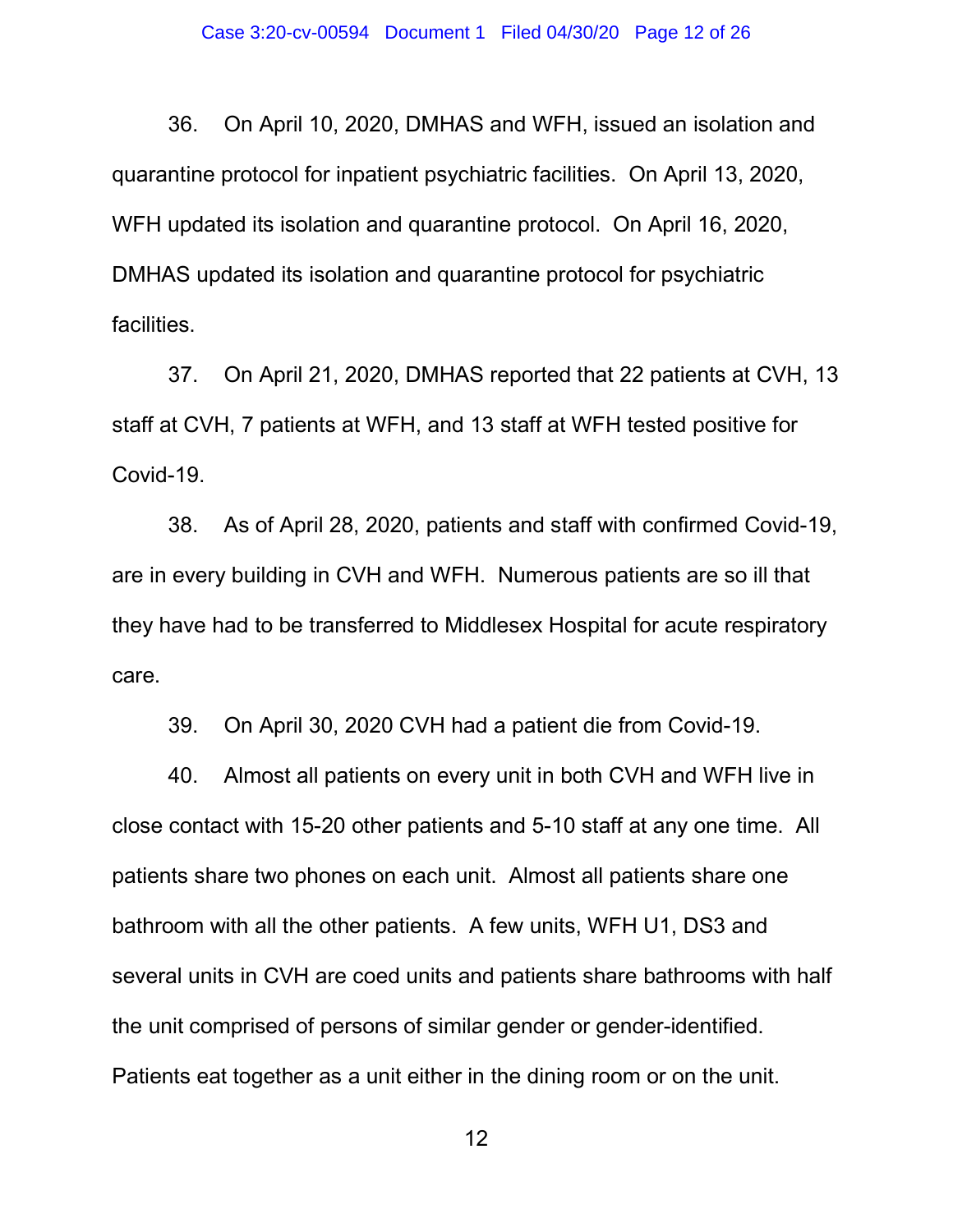36. On April 10, 2020, DMHAS and WFH, issued an isolation and quarantine protocol for inpatient psychiatric facilities. On April 13, 2020, WFH updated its isolation and quarantine protocol. On April 16, 2020, DMHAS updated its isolation and quarantine protocol for psychiatric facilities.

37. On April 21, 2020, DMHAS reported that 22 patients at CVH, 13 staff at CVH, 7 patients at WFH, and 13 staff at WFH tested positive for Covid-19.

38. As of April 28, 2020, patients and staff with confirmed Covid-19, are in every building in CVH and WFH. Numerous patients are so ill that they have had to be transferred to Middlesex Hospital for acute respiratory care.

39. On April 30, 2020 CVH had a patient die from Covid-19.

40. Almost all patients on every unit in both CVH and WFH live in close contact with 15-20 other patients and 5-10 staff at any one time. All patients share two phones on each unit. Almost all patients share one bathroom with all the other patients. A few units, WFH U1, DS3 and several units in CVH are coed units and patients share bathrooms with half the unit comprised of persons of similar gender or gender-identified. Patients eat together as a unit either in the dining room or on the unit.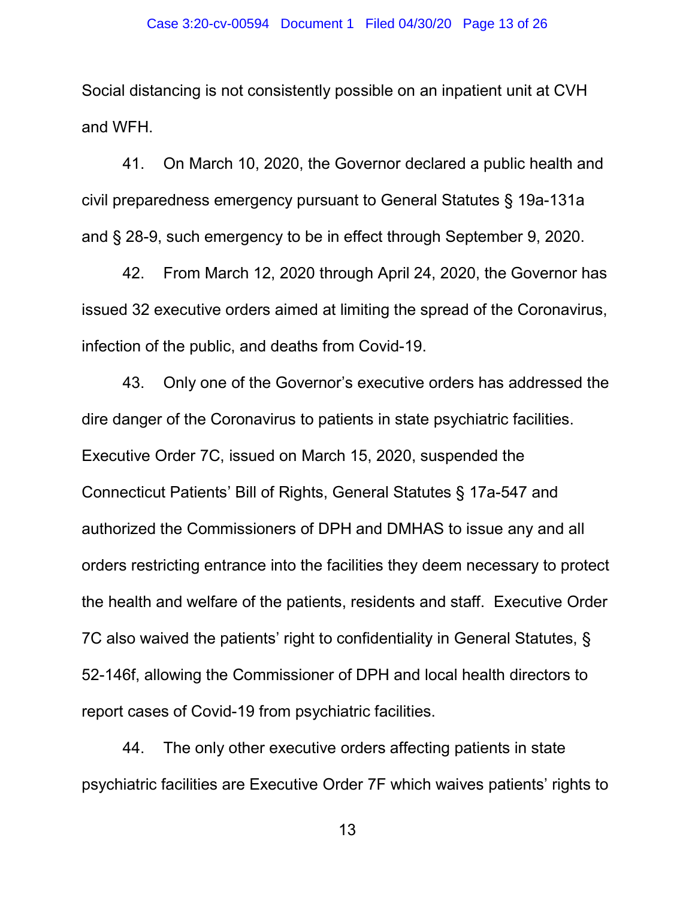Social distancing is not consistently possible on an inpatient unit at CVH and WFH.

41. On March 10, 2020, the Governor declared a public health and civil preparedness emergency pursuant to General Statutes § 19a-131a and § 28-9, such emergency to be in effect through September 9, 2020.

42. From March 12, 2020 through April 24, 2020, the Governor has issued 32 executive orders aimed at limiting the spread of the Coronavirus, infection of the public, and deaths from Covid-19.

43. Only one of the Governor's executive orders has addressed the dire danger of the Coronavirus to patients in state psychiatric facilities. Executive Order 7C, issued on March 15, 2020, suspended the Connecticut Patients' Bill of Rights, General Statutes § 17a-547 and authorized the Commissioners of DPH and DMHAS to issue any and all orders restricting entrance into the facilities they deem necessary to protect the health and welfare of the patients, residents and staff. Executive Order 7C also waived the patients' right to confidentiality in General Statutes, § 52-146f, allowing the Commissioner of DPH and local health directors to report cases of Covid-19 from psychiatric facilities.

44. The only other executive orders affecting patients in state psychiatric facilities are Executive Order 7F which waives patients' rights to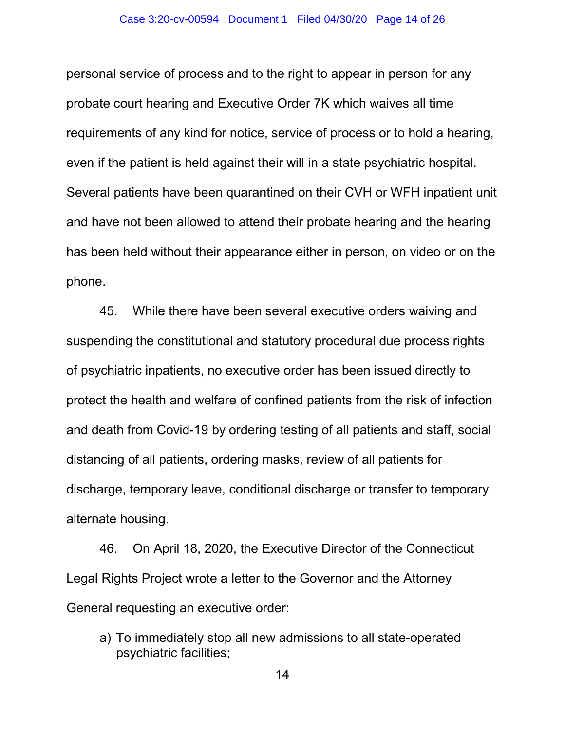personal service of process and to the right to appear in person for any probate court hearing and Executive Order 7K which waives all time requirements of any kind for notice, service of process or to hold a hearing, even if the patient is held against their will in a state psychiatric hospital. Several patients have been quarantined on their CVH or WFH inpatient unit and have not been allowed to attend their probate hearing and the hearing has been held without their appearance either in person, on video or on the phone.

45. While there have been several executive orders waiving and suspending the constitutional and statutory procedural due process rights of psychiatric inpatients, no executive order has been issued directly to protect the health and welfare of confined patients from the risk of infection and death from Covid-19 by ordering testing of all patients and staff, social distancing of all patients, ordering masks, review of all patients for discharge, temporary leave, conditional discharge or transfer to temporary alternate housing.

46. On April 18, 2020, the Executive Director of the Connecticut Legal Rights Project wrote a letter to the Governor and the Attorney General requesting an executive order:

a) To immediately stop all new admissions to all state-operated psychiatric facilities;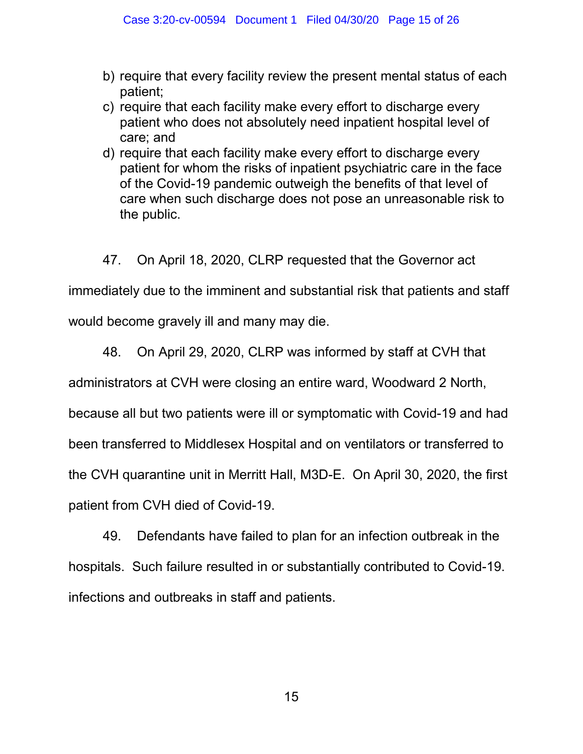b) require that every facility review the present mental status of each patient;
c) require that each facility make every effort to discharge every patient who does not absolutely need inpatient hospital level of care; and
d) require that each facility make every effort to discharge every patient for whom the risks of inpatient psychiatric care in the face of the Covid-19 pandemic outweigh the benefits of that level of care when such discharge does not pose an unreasonable risk to the public.

47. On April 18, 2020, CLRP requested that the Governor act immediately due to the imminent and substantial risk that patients and staff would become gravely ill and many may die.

48. On April 29, 2020, CLRP was informed by staff at CVH that administrators at CVH were closing an entire ward, Woodward 2 North, because all but two patients were ill or symptomatic with Covid-19 and had been transferred to Middlesex Hospital and on ventilators or transferred to the CVH quarantine unit in Merritt Hall, M3D-E. On April 30, 2020, the first patient from CVH died of Covid-19.

49. Defendants have failed to plan for an infection outbreak in the hospitals. Such failure resulted in or substantially contributed to Covid-19. infections and outbreaks in staff and patients.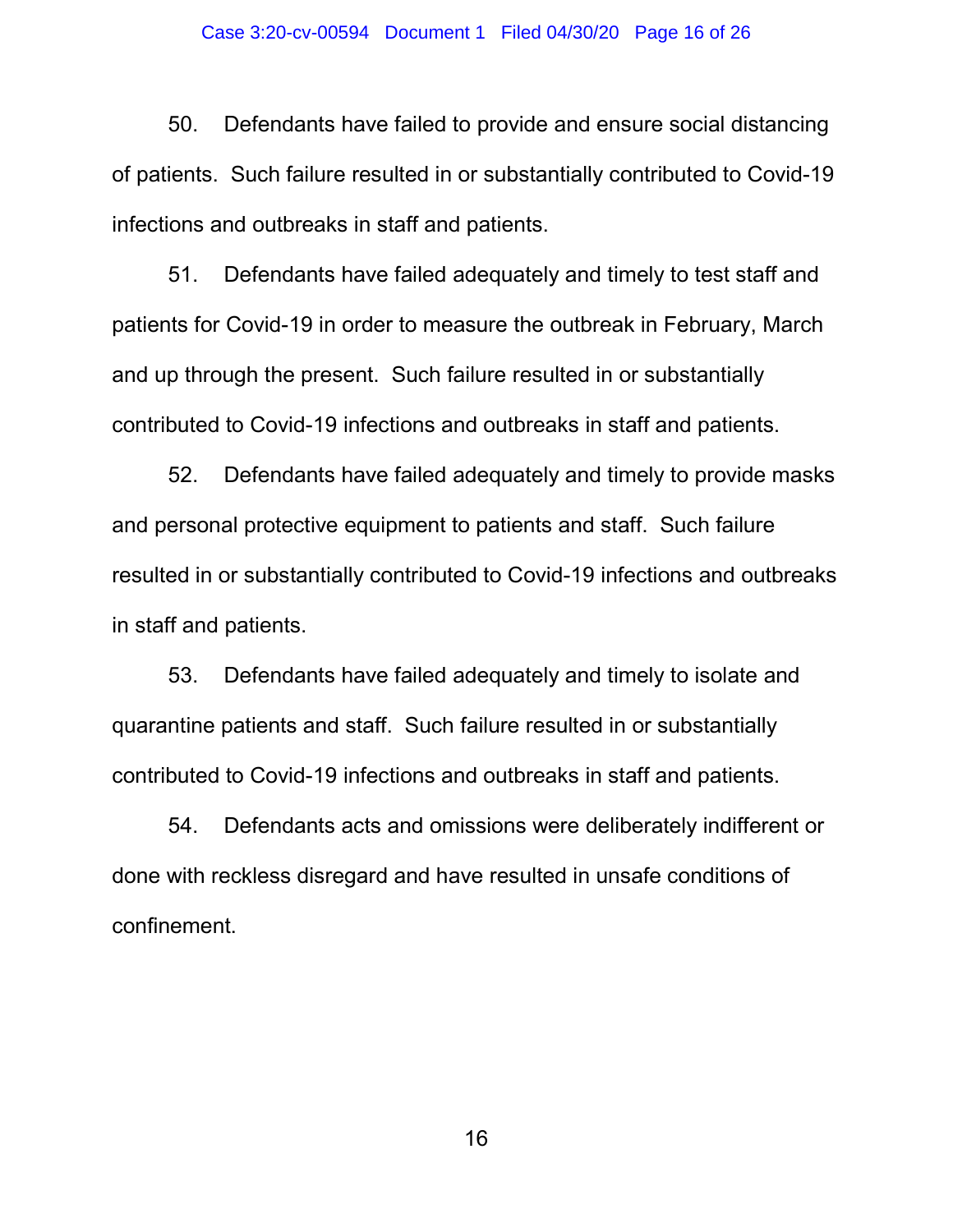50. Defendants have failed to provide and ensure social distancing of patients. Such failure resulted in or substantially contributed to Covid-19 infections and outbreaks in staff and patients.

51. Defendants have failed adequately and timely to test staff and patients for Covid-19 in order to measure the outbreak in February, March and up through the present. Such failure resulted in or substantially contributed to Covid-19 infections and outbreaks in staff and patients.

52. Defendants have failed adequately and timely to provide masks and personal protective equipment to patients and staff. Such failure resulted in or substantially contributed to Covid-19 infections and outbreaks in staff and patients.

53. Defendants have failed adequately and timely to isolate and quarantine patients and staff. Such failure resulted in or substantially contributed to Covid-19 infections and outbreaks in staff and patients.

54. Defendants acts and omissions were deliberately indifferent or done with reckless disregard and have resulted in unsafe conditions of confinement.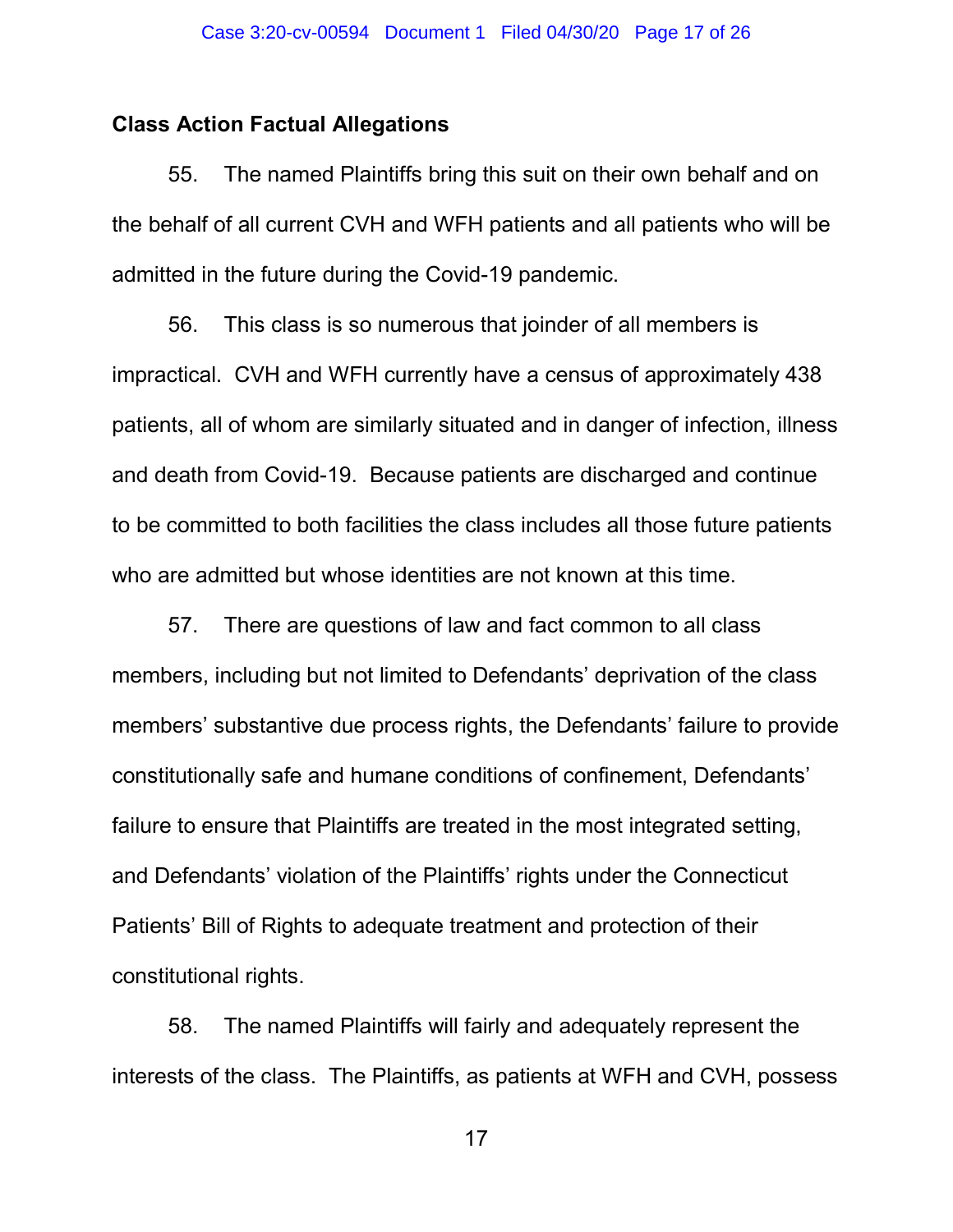### Class Action Factual Allegations

55. The named Plaintiffs bring this suit on their own behalf and on the behalf of all current CVH and WFH patients and all patients who will be admitted in the future during the Covid-19 pandemic.

56. This class is so numerous that joinder of all members is impractical. CVH and WFH currently have a census of approximately 438 patients, all of whom are similarly situated and in danger of infection, illness and death from Covid-19. Because patients are discharged and continue to be committed to both facilities the class includes all those future patients who are admitted but whose identities are not known at this time.

57. There are questions of law and fact common to all class members, including but not limited to Defendants' deprivation of the class members' substantive due process rights, the Defendants' failure to provide constitutionally safe and humane conditions of confinement, Defendants' failure to ensure that Plaintiffs are treated in the most integrated setting, and Defendants' violation of the Plaintiffs' rights under the Connecticut Patients' Bill of Rights to adequate treatment and protection of their constitutional rights.

58. The named Plaintiffs will fairly and adequately represent the interests of the class. The Plaintiffs, as patients at WFH and CVH, possess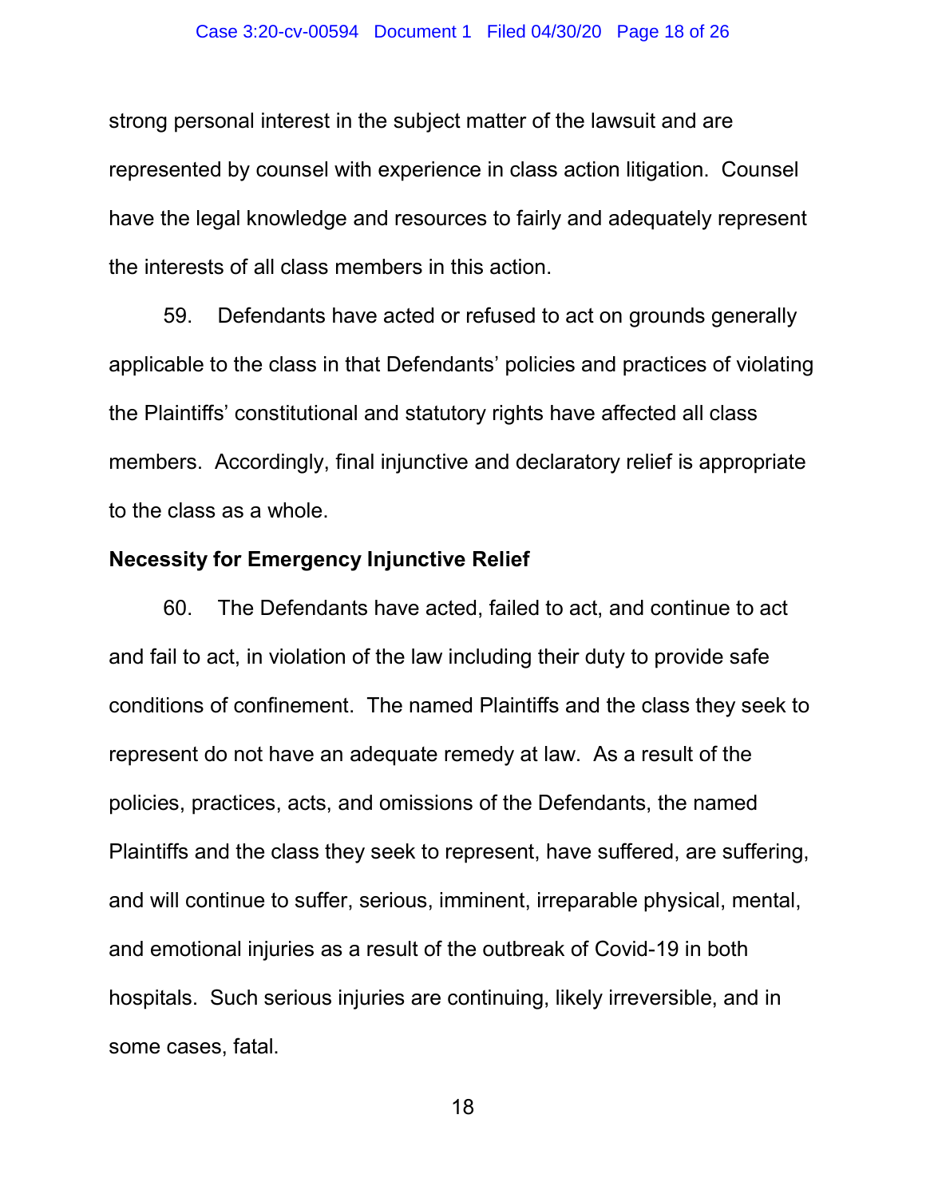strong personal interest in the subject matter of the lawsuit and are represented by counsel with experience in class action litigation. Counsel have the legal knowledge and resources to fairly and adequately represent the interests of all class members in this action.

59. Defendants have acted or refused to act on grounds generally applicable to the class in that Defendants' policies and practices of violating the Plaintiffs' constitutional and statutory rights have affected all class members. Accordingly, final injunctive and declaratory relief is appropriate to the class as a whole.

**Necessity for Emergency Injunctive Relief**

60. The Defendants have acted, failed to act, and continue to act and fail to act, in violation of the law including their duty to provide safe conditions of confinement. The named Plaintiffs and the class they seek to represent do not have an adequate remedy at law. As a result of the policies, practices, acts, and omissions of the Defendants, the named Plaintiffs and the class they seek to represent, have suffered, are suffering, and will continue to suffer, serious, imminent, irreparable physical, mental, and emotional injuries as a result of the outbreak of Covid-19 in both hospitals. Such serious injuries are continuing, likely irreversible, and in some cases, fatal.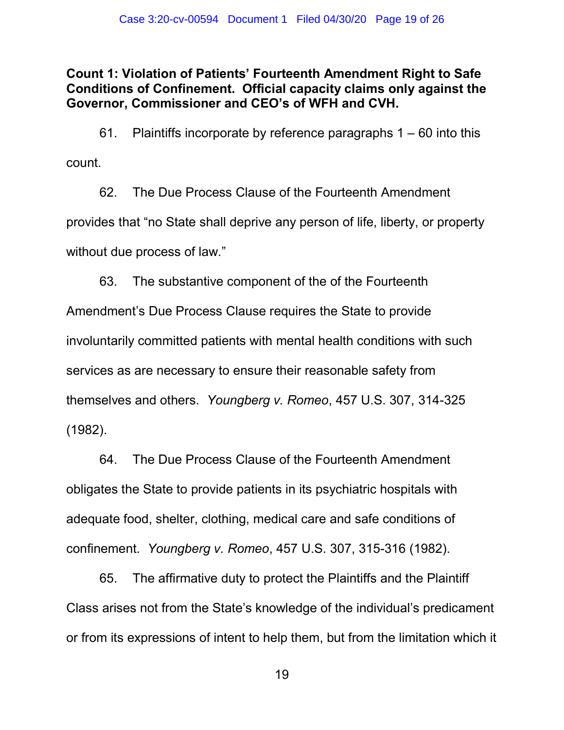**Count 1: Violation of Patients' Fourteenth Amendment Right to Safe Conditions of Confinement. Official capacity claims only against the Governor, Commissioner and CEO's of WFH and CVH.**

61. Plaintiffs incorporate by reference paragraphs 1 – 60 into this count.

62. The Due Process Clause of the Fourteenth Amendment provides that "no State shall deprive any person of life, liberty, or property without due process of law."

63. The substantive component of the of the Fourteenth Amendment's Due Process Clause requires the State to provide involuntarily committed patients with mental health conditions with such services as are necessary to ensure their reasonable safety from themselves and others. *Youngberg v. Romeo*, 457 U.S. 307, 314-325 (1982).

64. The Due Process Clause of the Fourteenth Amendment obligates the State to provide patients in its psychiatric hospitals with adequate food, shelter, clothing, medical care and safe conditions of confinement. *Youngberg v. Romeo*, 457 U.S. 307, 315-316 (1982).

65. The affirmative duty to protect the Plaintiffs and the Plaintiff Class arises not from the State's knowledge of the individual's predicament or from its expressions of intent to help them, but from the limitation which it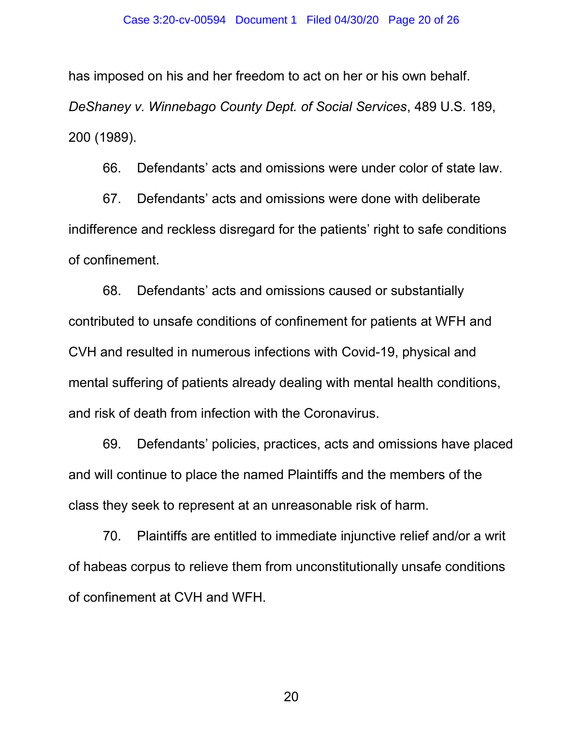has imposed on his and her freedom to act on her or his own behalf. *DeShaney v. Winnebago County Dept. of Social Services*, 489 U.S. 189, 200 (1989).

66. Defendants' acts and omissions were under color of state law.

67. Defendants' acts and omissions were done with deliberate indifference and reckless disregard for the patients' right to safe conditions of confinement.

68. Defendants' acts and omissions caused or substantially contributed to unsafe conditions of confinement for patients at WFH and CVH and resulted in numerous infections with Covid-19, physical and mental suffering of patients already dealing with mental health conditions, and risk of death from infection with the Coronavirus.

69. Defendants' policies, practices, acts and omissions have placed and will continue to place the named Plaintiffs and the members of the class they seek to represent at an unreasonable risk of harm.

70. Plaintiffs are entitled to immediate injunctive relief and/or a writ of habeas corpus to relieve them from unconstitutionally unsafe conditions of confinement at CVH and WFH.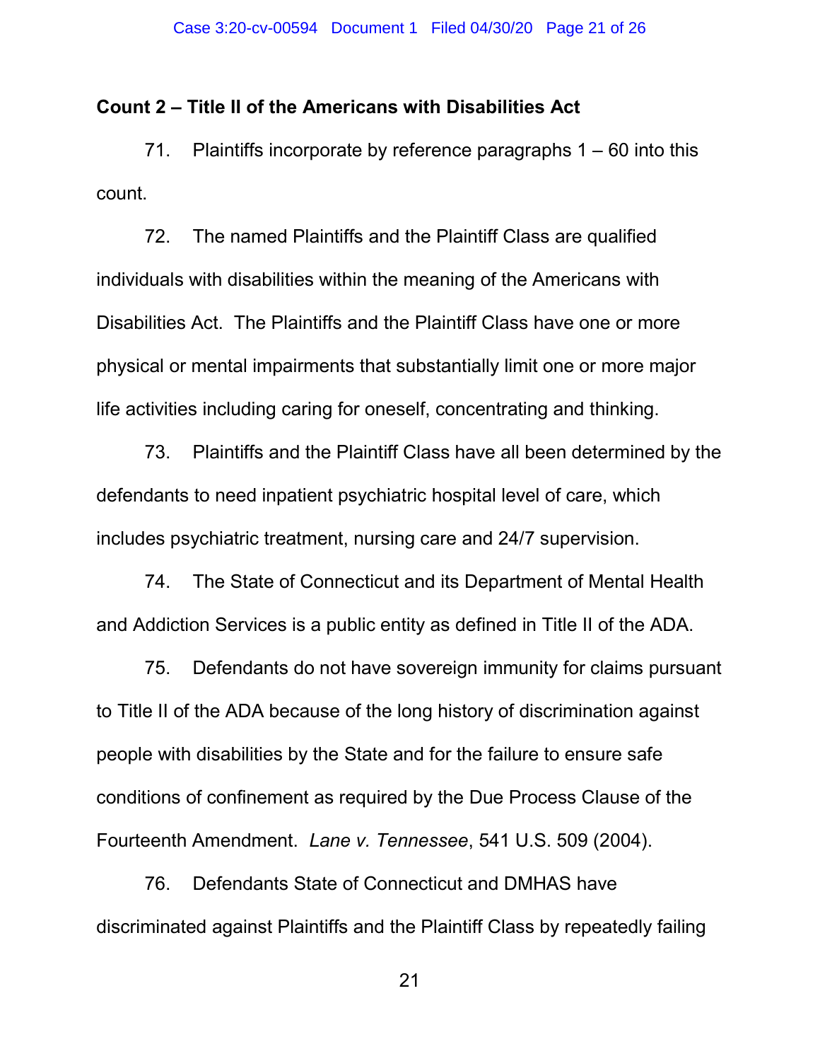**Count 2 – Title II of the Americans with Disabilities Act**

71. Plaintiffs incorporate by reference paragraphs 1 – 60 into this count.

72. The named Plaintiffs and the Plaintiff Class are qualified individuals with disabilities within the meaning of the Americans with Disabilities Act. The Plaintiffs and the Plaintiff Class have one or more physical or mental impairments that substantially limit one or more major life activities including caring for oneself, concentrating and thinking.

73. Plaintiffs and the Plaintiff Class have all been determined by the defendants to need inpatient psychiatric hospital level of care, which includes psychiatric treatment, nursing care and 24/7 supervision.

74. The State of Connecticut and its Department of Mental Health and Addiction Services is a public entity as defined in Title II of the ADA.

75. Defendants do not have sovereign immunity for claims pursuant to Title II of the ADA because of the long history of discrimination against people with disabilities by the State and for the failure to ensure safe conditions of confinement as required by the Due Process Clause of the Fourteenth Amendment. *Lane v. Tennessee*, 541 U.S. 509 (2004).

76. Defendants State of Connecticut and DMHAS have discriminated against Plaintiffs and the Plaintiff Class by repeatedly failing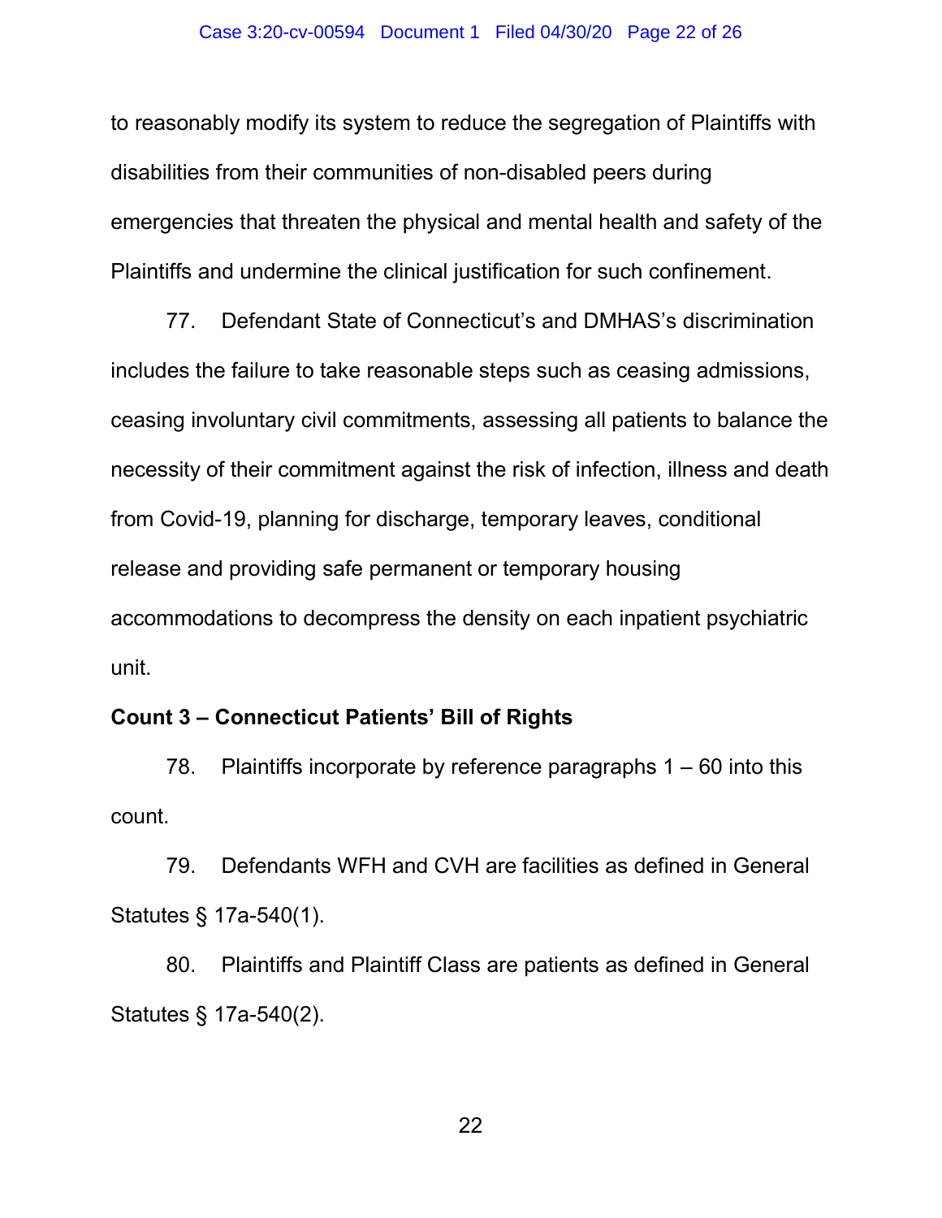to reasonably modify its system to reduce the segregation of Plaintiffs with disabilities from their communities of non-disabled peers during emergencies that threaten the physical and mental health and safety of the Plaintiffs and undermine the clinical justification for such confinement.

77. Defendant State of Connecticut's and DMHAS's discrimination includes the failure to take reasonable steps such as ceasing admissions, ceasing involuntary civil commitments, assessing all patients to balance the necessity of their commitment against the risk of infection, illness and death from Covid-19, planning for discharge, temporary leaves, conditional release and providing safe permanent or temporary housing accommodations to decompress the density on each inpatient psychiatric unit.

**Count 3 – Connecticut Patients' Bill of Rights**

78. Plaintiffs incorporate by reference paragraphs 1 – 60 into this count.

79. Defendants WFH and CVH are facilities as defined in General Statutes § 17a-540(1).

80. Plaintiffs and Plaintiff Class are patients as defined in General Statutes § 17a-540(2).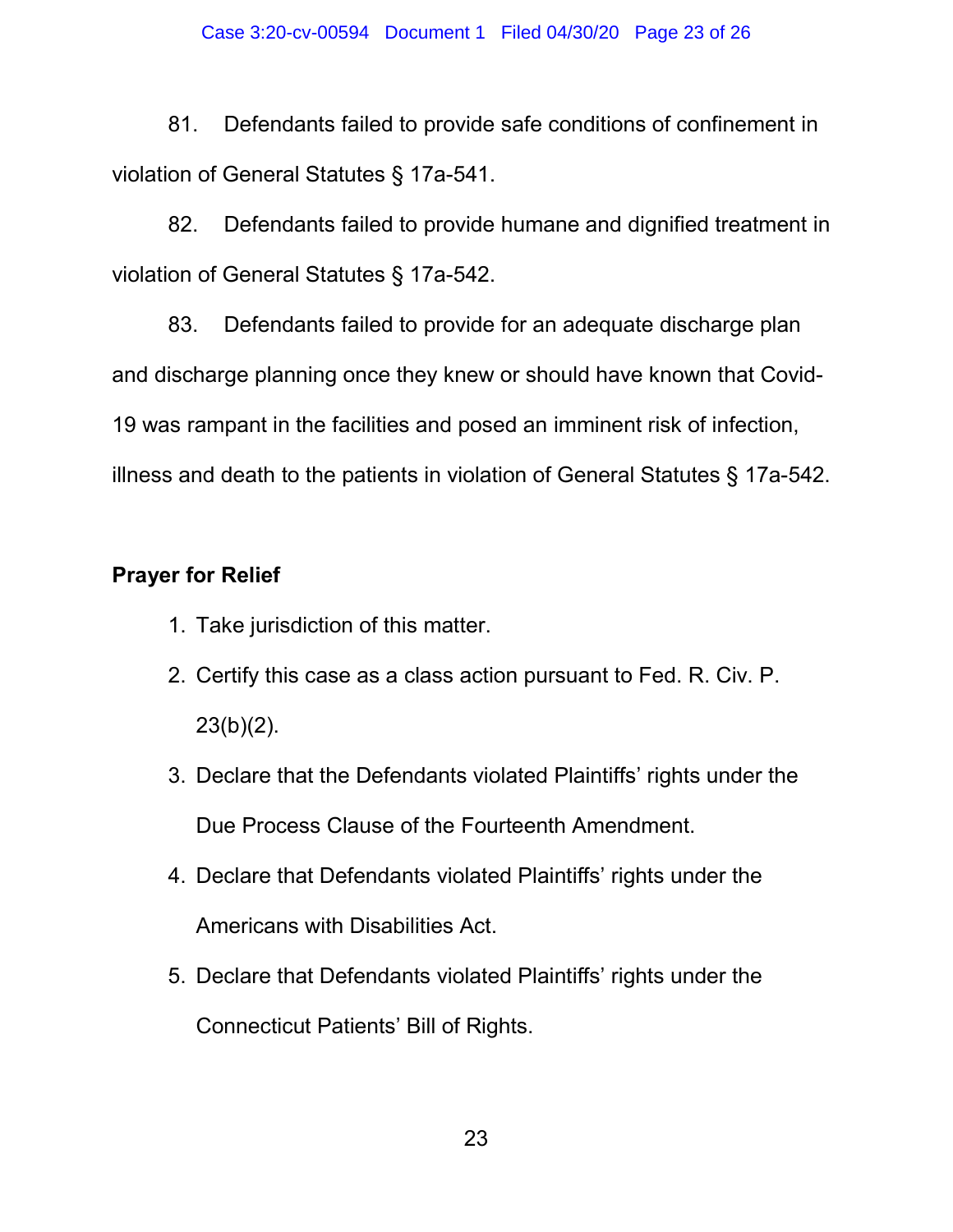81. Defendants failed to provide safe conditions of confinement in violation of General Statutes § 17a-541.

82. Defendants failed to provide humane and dignified treatment in violation of General Statutes § 17a-542.

83. Defendants failed to provide for an adequate discharge plan and discharge planning once they knew or should have known that Covid-19 was rampant in the facilities and posed an imminent risk of infection, illness and death to the patients in violation of General Statutes § 17a-542.

**Prayer for Relief**

1. Take jurisdiction of this matter.
2. Certify this case as a class action pursuant to Fed. R. Civ. P. 23(b)(2).
3. Declare that the Defendants violated Plaintiffs' rights under the Due Process Clause of the Fourteenth Amendment.
4. Declare that Defendants violated Plaintiffs' rights under the Americans with Disabilities Act.
5. Declare that Defendants violated Plaintiffs' rights under the Connecticut Patients' Bill of Rights.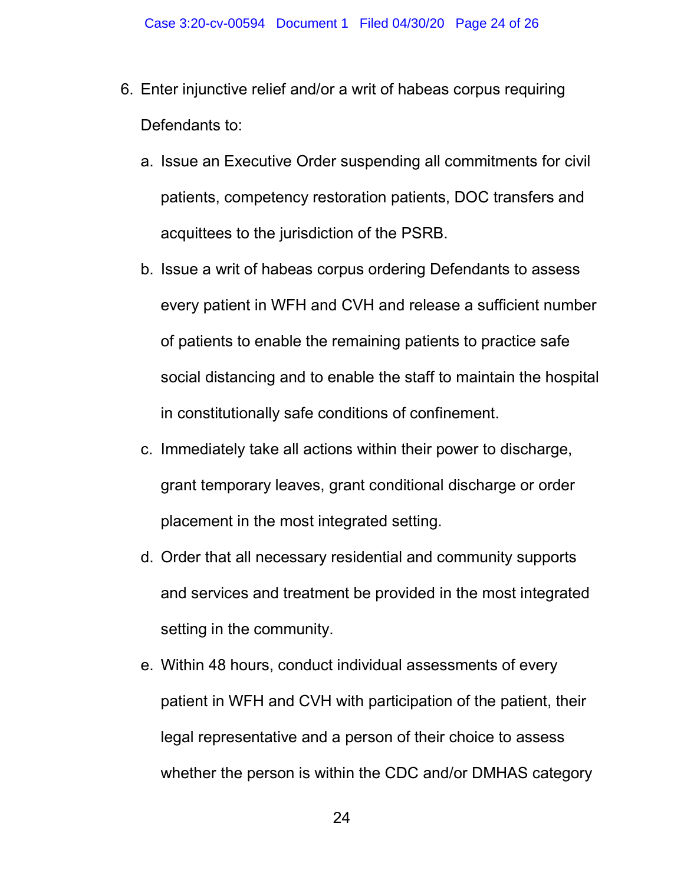6. Enter injunctive relief and/or a writ of habeas corpus requiring Defendants to:

   a. Issue an Executive Order suspending all commitments for civil patients, competency restoration patients, DOC transfers and acquittees to the jurisdiction of the PSRB.

   b. Issue a writ of habeas corpus ordering Defendants to assess every patient in WFH and CVH and release a sufficient number of patients to enable the remaining patients to practice safe social distancing and to enable the staff to maintain the hospital in constitutionally safe conditions of confinement.

   c. Immediately take all actions within their power to discharge, grant temporary leaves, grant conditional discharge or order placement in the most integrated setting.

   d. Order that all necessary residential and community supports and services and treatment be provided in the most integrated setting in the community.

   e. Within 48 hours, conduct individual assessments of every patient in WFH and CVH with participation of the patient, their legal representative and a person of their choice to assess whether the person is within the CDC and/or DMHAS category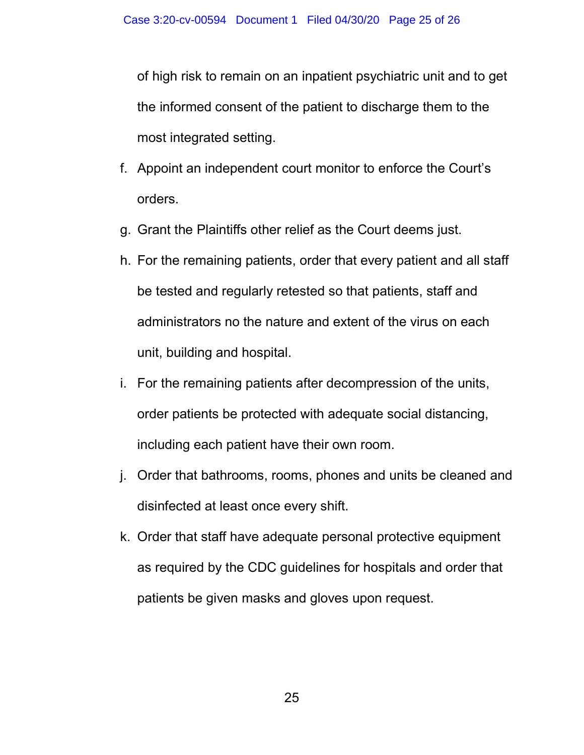of high risk to remain on an inpatient psychiatric unit and to get the informed consent of the patient to discharge them to the most integrated setting.

f. Appoint an independent court monitor to enforce the Court's orders.

g. Grant the Plaintiffs other relief as the Court deems just.

h. For the remaining patients, order that every patient and all staff be tested and regularly retested so that patients, staff and administrators no the nature and extent of the virus on each unit, building and hospital.

i. For the remaining patients after decompression of the units, order patients be protected with adequate social distancing, including each patient have their own room.

j. Order that bathrooms, rooms, phones and units be cleaned and disinfected at least once every shift.

k. Order that staff have adequate personal protective equipment as required by the CDC guidelines for hospitals and order that patients be given masks and gloves upon request.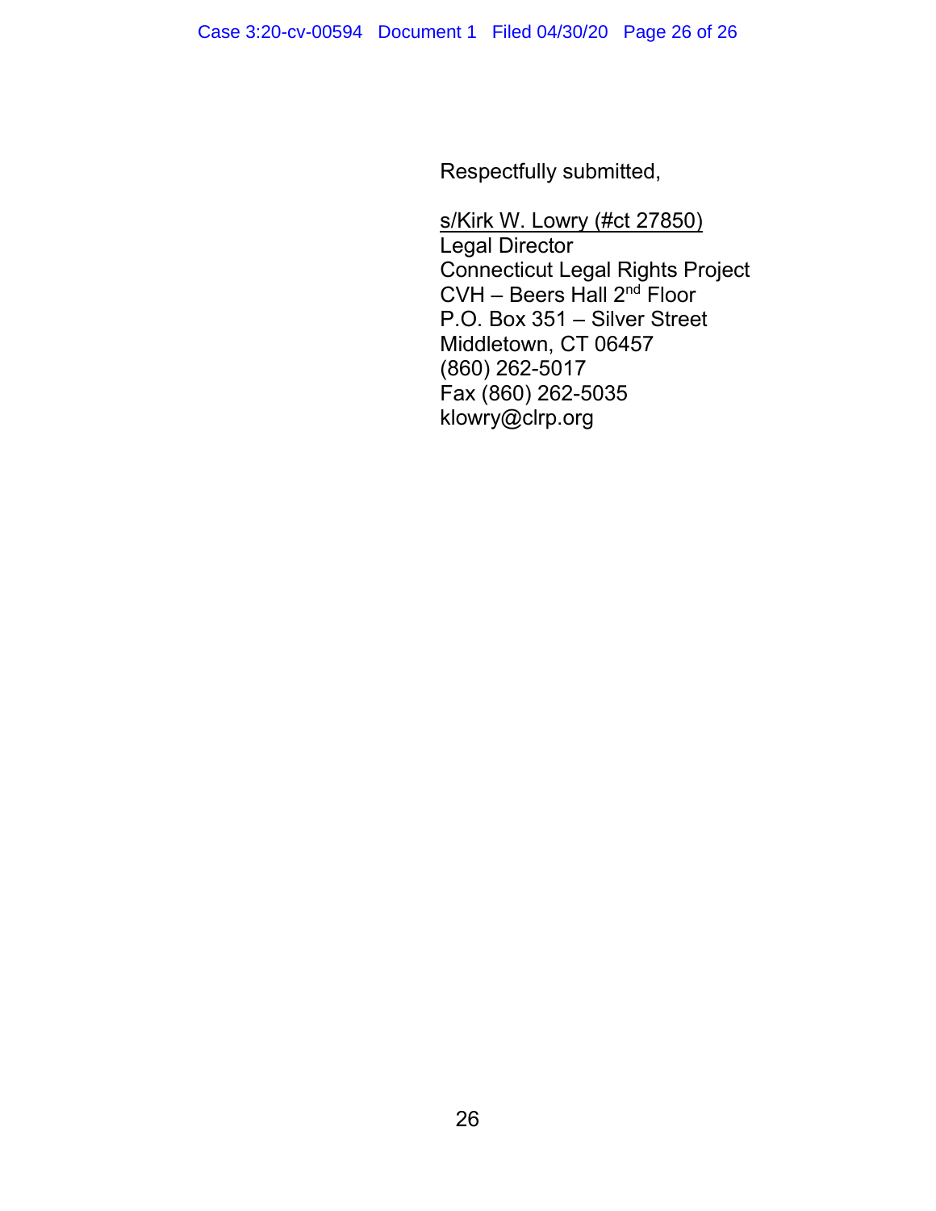Respectfully submitted,

s/Kirk W. Lowry (#ct 27850)
Legal Director
Connecticut Legal Rights Project
CVH – Beers Hall 2nd Floor
P.O. Box 351 – Silver Street
Middletown, CT 06457
(860) 262-5017
Fax (860) 262-5035
klowry@clrp.org